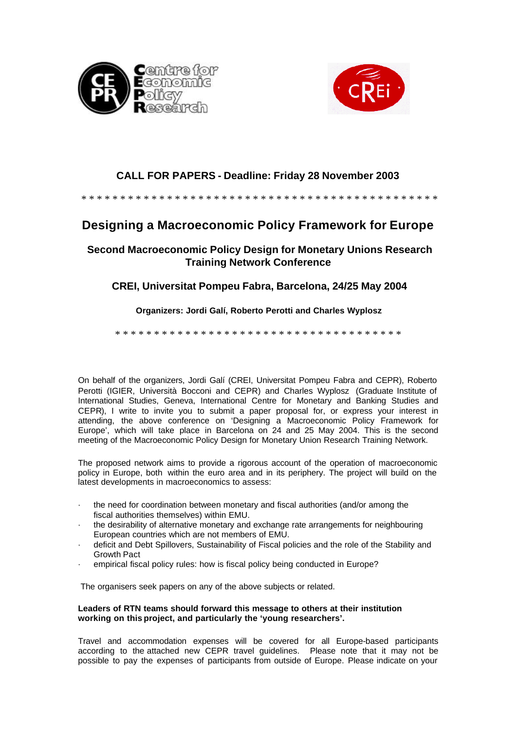**CALL FOR PAPERS - Deadline: Friday 28 November 2003**

* * * * * * * * * * * * * * * * * * * * * * * * * * * * * * * * * * * * * * * * * * * * * *

# Designing a Macroeconomic Policy Framework for Europe

## Second Macroeconomic Policy Design for Monetary Unions Research Training Network Conference

## CREI, Universitat Pompeu Fabra, Barcelona, 24/25 May 2004

**Organizers: Jordi Galí, Roberto Perotti and Charles Wyplosz**

* * * * * * * * * * * * * * * * * * * * * * * * * * * * * * * * * * * *

On behalf of the organizers, Jordi Galí (CREI, Universitat Pompeu Fabra and CEPR), Roberto Perotti (IGIER, Università Bocconi and CEPR) and Charles Wyplosz (Graduate Institute of International Studies, Geneva, International Centre for Monetary and Banking Studies and CEPR), I write to invite you to submit a paper proposal for, or express your interest in attending, the above conference on 'Designing a Macroeconomic Policy Framework for Europe', which will take place in Barcelona on 24 and 25 May 2004. This is the second meeting of the Macroeconomic Policy Design for Monetary Union Research Training Network.

The proposed network aims to provide a rigorous account of the operation of macroeconomic policy in Europe, both within the euro area and in its periphery. The project will build on the latest developments in macroeconomics to assess:

- the need for coordination between monetary and fiscal authorities (and/or among the fiscal authorities themselves) within EMU.
- the desirability of alternative monetary and exchange rate arrangements for neighbouring European countries which are not members of EMU.
- deficit and Debt Spillovers, Sustainability of Fiscal policies and the role of the Stability and Growth Pact
- empirical fiscal policy rules: how is fiscal policy being conducted in Europe?

The organisers seek papers on any of the above subjects or related.

**Leaders of RTN teams should forward this message to others at their institution working on this project, and particularly the 'young researchers'.**

Travel and accommodation expenses will be covered for all Europe-based participants according to the attached new CEPR travel guidelines. Please note that it may not be possible to pay the expenses of participants from outside of Europe. Please indicate on your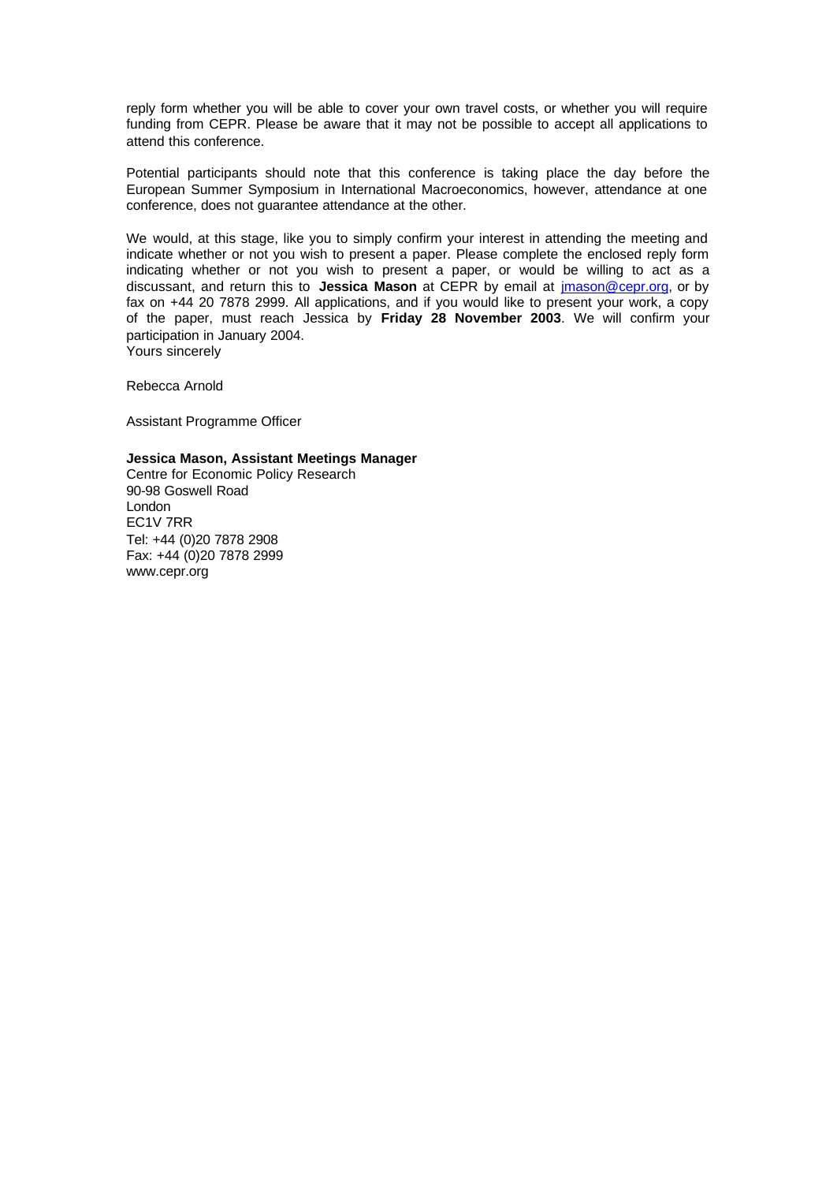reply form whether you will be able to cover your own travel costs, or whether you will require funding from CEPR. Please be aware that it may not be possible to accept all applications to attend this conference.

Potential participants should note that this conference is taking place the day before the European Summer Symposium in International Macroeconomics, however, attendance at one conference, does not guarantee attendance at the other.

We would, at this stage, like you to simply confirm your interest in attending the meeting and indicate whether or not you wish to present a paper. Please complete the enclosed reply form indicating whether or not you wish to present a paper, or would be willing to act as a discussant, and return this to **Jessica Mason** at CEPR by email at jmason@cepr.org, or by fax on +44 20 7878 2999. All applications, and if you would like to present your work, a copy of the paper, must reach Jessica by **Friday 28 November 2003**. We will confirm your participation in January 2004.
Yours sincerely

Rebecca Arnold

Assistant Programme Officer

**Jessica Mason, Assistant Meetings Manager**
Centre for Economic Policy Research
90-98 Goswell Road
London
EC1V 7RR
Tel: +44 (0)20 7878 2908
Fax: +44 (0)20 7878 2999
www.cepr.org